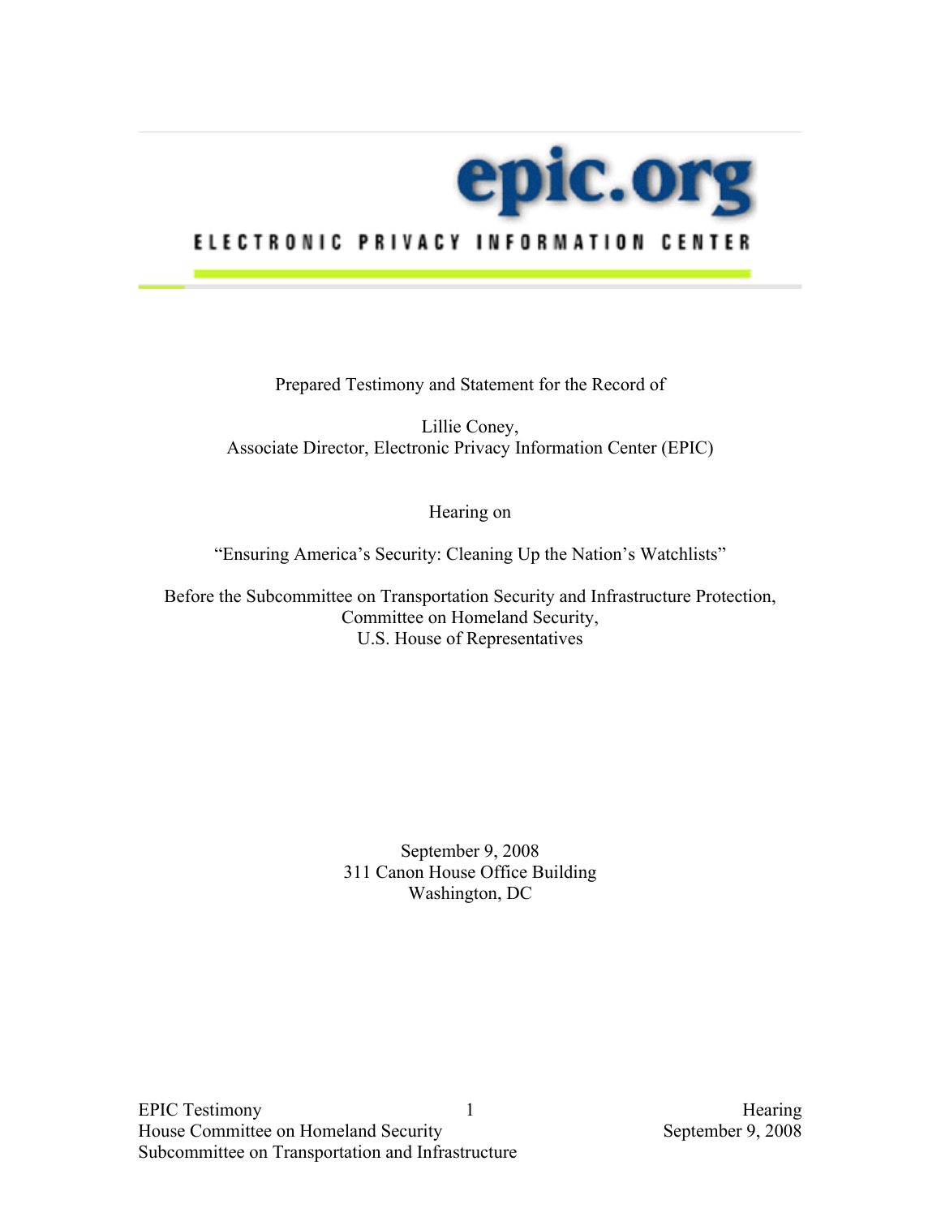# epic.org

**ELECTRONIC PRIVACY INFORMATION CENTER**

Prepared Testimony and Statement for the Record of

Lillie Coney,
Associate Director, Electronic Privacy Information Center (EPIC)

Hearing on

"Ensuring America's Security: Cleaning Up the Nation's Watchlists"

Before the Subcommittee on Transportation Security and Infrastructure Protection,
Committee on Homeland Security,
U.S. House of Representatives

September 9, 2008
311 Canon House Office Building
Washington, DC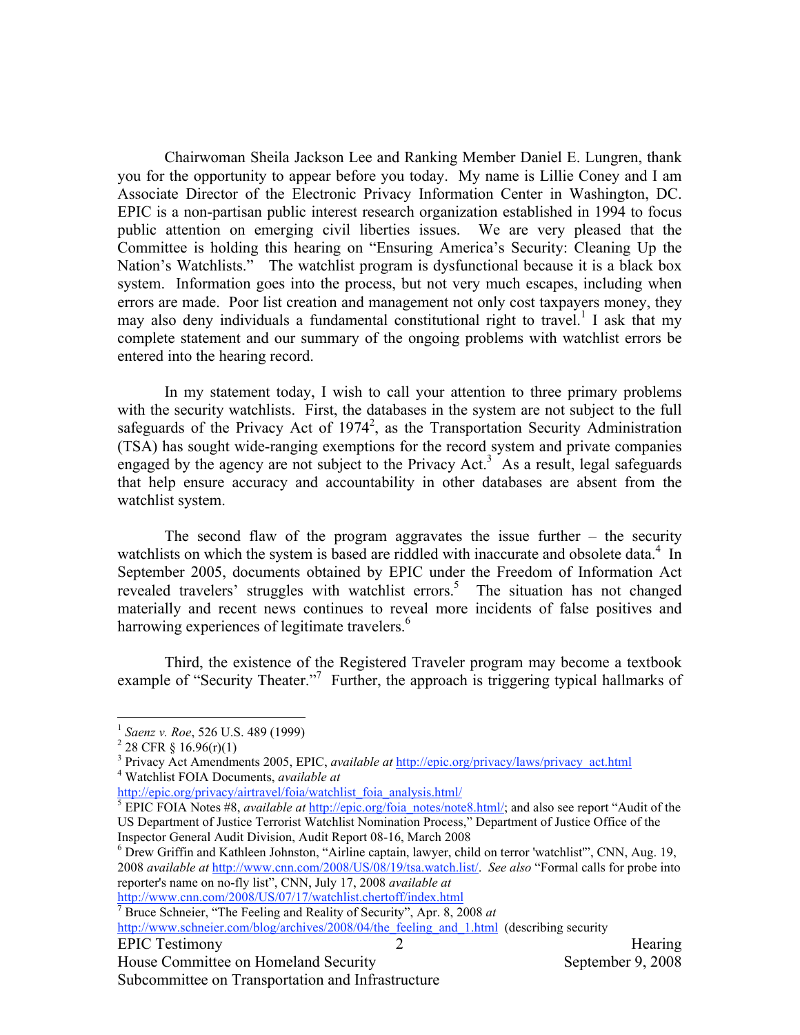Chairwoman Sheila Jackson Lee and Ranking Member Daniel E. Lungren, thank you for the opportunity to appear before you today. My name is Lillie Coney and I am Associate Director of the Electronic Privacy Information Center in Washington, DC. EPIC is a non-partisan public interest research organization established in 1994 to focus public attention on emerging civil liberties issues. We are very pleased that the Committee is holding this hearing on "Ensuring America's Security: Cleaning Up the Nation's Watchlists." The watchlist program is dysfunctional because it is a black box system. Information goes into the process, but not very much escapes, including when errors are made. Poor list creation and management not only cost taxpayers money, they may also deny individuals a fundamental constitutional right to travel.[1] I ask that my complete statement and our summary of the ongoing problems with watchlist errors be entered into the hearing record.

In my statement today, I wish to call your attention to three primary problems with the security watchlists. First, the databases in the system are not subject to the full safeguards of the Privacy Act of 1974[2], as the Transportation Security Administration (TSA) has sought wide-ranging exemptions for the record system and private companies engaged by the agency are not subject to the Privacy Act.[3] As a result, legal safeguards that help ensure accuracy and accountability in other databases are absent from the watchlist system.

The second flaw of the program aggravates the issue further – the security watchlists on which the system is based are riddled with inaccurate and obsolete data.[4] In September 2005, documents obtained by EPIC under the Freedom of Information Act revealed travelers' struggles with watchlist errors.[5] The situation has not changed materially and recent news continues to reveal more incidents of false positives and harrowing experiences of legitimate travelers.[6]

Third, the existence of the Registered Traveler program may become a textbook example of "Security Theater."[7] Further, the approach is triggering typical hallmarks of

---

[1] *Saenz v. Roe*, 526 U.S. 489 (1999)

[2] 28 CFR § 16.96(r)(1)

[3] Privacy Act Amendments 2005, EPIC, *available at* http://epic.org/privacy/laws/privacy_act.html

[4] Watchlist FOIA Documents, *available at* http://epic.org/privacy/airtravel/foia/watchlist_foia_analysis.html/

[5] EPIC FOIA Notes #8, *available at* http://epic.org/foia_notes/note8.html/; and also see report "Audit of the US Department of Justice Terrorist Watchlist Nomination Process," Department of Justice Office of the Inspector General Audit Division, Audit Report 08-16, March 2008

[6] Drew Griffin and Kathleen Johnston, "Airline captain, lawyer, child on terror 'watchlist'", CNN, Aug. 19, 2008 *available at* http://www.cnn.com/2008/US/08/19/tsa.watch.list/. *See also* "Formal calls for probe into reporter's name on no-fly list", CNN, July 17, 2008 *available at* http://www.cnn.com/2008/US/07/17/watchlist.chertoff/index.html

[7] Bruce Schneier, "The Feeling and Reality of Security", Apr. 8, 2008 *at* http://www.schneier.com/blog/archives/2008/04/the_feeling_and_1.html (describing security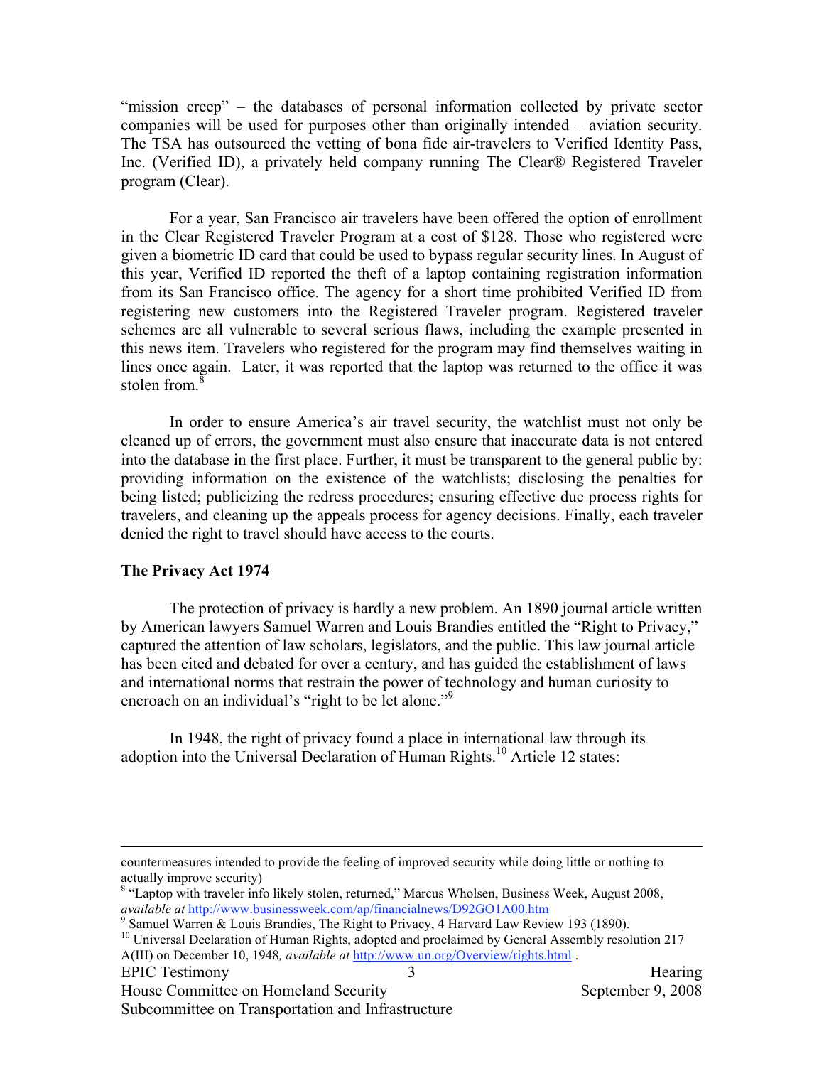"mission creep" – the databases of personal information collected by private sector companies will be used for purposes other than originally intended – aviation security. The TSA has outsourced the vetting of bona fide air-travelers to Verified Identity Pass, Inc. (Verified ID), a privately held company running The Clear® Registered Traveler program (Clear).

For a year, San Francisco air travelers have been offered the option of enrollment in the Clear Registered Traveler Program at a cost of $128. Those who registered were given a biometric ID card that could be used to bypass regular security lines. In August of this year, Verified ID reported the theft of a laptop containing registration information from its San Francisco office. The agency for a short time prohibited Verified ID from registering new customers into the Registered Traveler program. Registered traveler schemes are all vulnerable to several serious flaws, including the example presented in this news item. Travelers who registered for the program may find themselves waiting in lines once again. Later, it was reported that the laptop was returned to the office it was stolen from.[8]

In order to ensure America's air travel security, the watchlist must not only be cleaned up of errors, the government must also ensure that inaccurate data is not entered into the database in the first place. Further, it must be transparent to the general public by: providing information on the existence of the watchlists; disclosing the penalties for being listed; publicizing the redress procedures; ensuring effective due process rights for travelers, and cleaning up the appeals process for agency decisions. Finally, each traveler denied the right to travel should have access to the courts.

**The Privacy Act 1974**

The protection of privacy is hardly a new problem. An 1890 journal article written by American lawyers Samuel Warren and Louis Brandies entitled the "Right to Privacy," captured the attention of law scholars, legislators, and the public. This law journal article has been cited and debated for over a century, and has guided the establishment of laws and international norms that restrain the power of technology and human curiosity to encroach on an individual's "right to be let alone."[9]

In 1948, the right of privacy found a place in international law through its adoption into the Universal Declaration of Human Rights.[10] Article 12 states:

---

countermeasures intended to provide the feeling of improved security while doing little or nothing to actually improve security)

[8] "Laptop with traveler info likely stolen, returned," Marcus Wholsen, Business Week, August 2008, *available at* http://www.businessweek.com/ap/financialnews/D92GO1A00.htm

[9] Samuel Warren & Louis Brandies, The Right to Privacy, 4 Harvard Law Review 193 (1890).

[10] Universal Declaration of Human Rights, adopted and proclaimed by General Assembly resolution 217 A(III) on December 10, 1948*, available at* http://www.un.org/Overview/rights.html .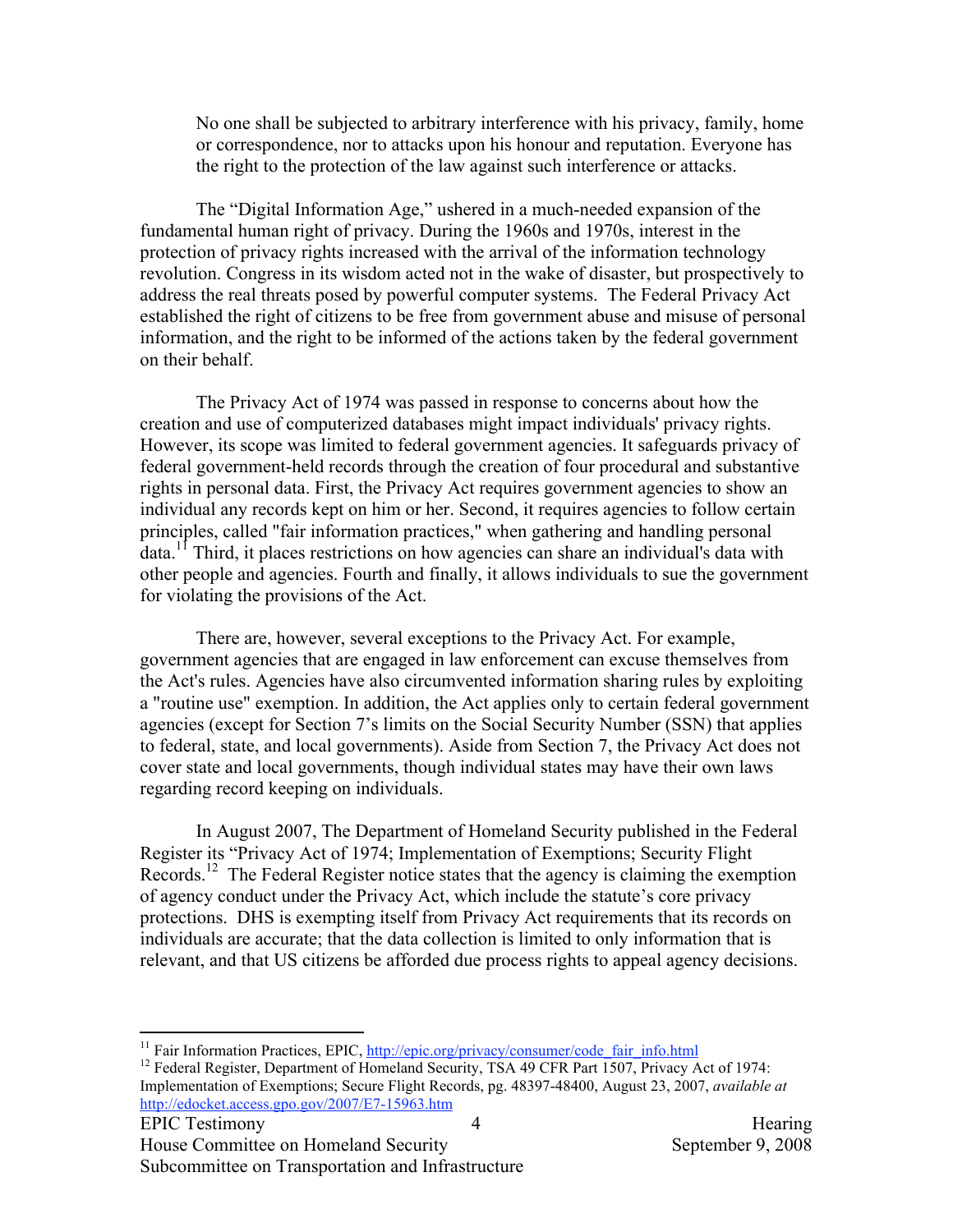> No one shall be subjected to arbitrary interference with his privacy, family, home or correspondence, nor to attacks upon his honour and reputation. Everyone has the right to the protection of the law against such interference or attacks.

The "Digital Information Age," ushered in a much-needed expansion of the fundamental human right of privacy. During the 1960s and 1970s, interest in the protection of privacy rights increased with the arrival of the information technology revolution. Congress in its wisdom acted not in the wake of disaster, but prospectively to address the real threats posed by powerful computer systems. The Federal Privacy Act established the right of citizens to be free from government abuse and misuse of personal information, and the right to be informed of the actions taken by the federal government on their behalf.

The Privacy Act of 1974 was passed in response to concerns about how the creation and use of computerized databases might impact individuals' privacy rights. However, its scope was limited to federal government agencies. It safeguards privacy of federal government-held records through the creation of four procedural and substantive rights in personal data. First, the Privacy Act requires government agencies to show an individual any records kept on him or her. Second, it requires agencies to follow certain principles, called "fair information practices," when gathering and handling personal data.[11] Third, it places restrictions on how agencies can share an individual's data with other people and agencies. Fourth and finally, it allows individuals to sue the government for violating the provisions of the Act.

There are, however, several exceptions to the Privacy Act. For example, government agencies that are engaged in law enforcement can excuse themselves from the Act's rules. Agencies have also circumvented information sharing rules by exploiting a "routine use" exemption. In addition, the Act applies only to certain federal government agencies (except for Section 7's limits on the Social Security Number (SSN) that applies to federal, state, and local governments). Aside from Section 7, the Privacy Act does not cover state and local governments, though individual states may have their own laws regarding record keeping on individuals.

In August 2007, The Department of Homeland Security published in the Federal Register its "Privacy Act of 1974; Implementation of Exemptions; Security Flight Records.[12] The Federal Register notice states that the agency is claiming the exemption of agency conduct under the Privacy Act, which include the statute's core privacy protections. DHS is exempting itself from Privacy Act requirements that its records on individuals are accurate; that the data collection is limited to only information that is relevant, and that US citizens be afforded due process rights to appeal agency decisions.

---

[11] Fair Information Practices, EPIC, http://epic.org/privacy/consumer/code_fair_info.html

[12] Federal Register, Department of Homeland Security, TSA 49 CFR Part 1507, Privacy Act of 1974: Implementation of Exemptions; Secure Flight Records, pg. 48397-48400, August 23, 2007, *available at* http://edocket.access.gpo.gov/2007/E7-15963.htm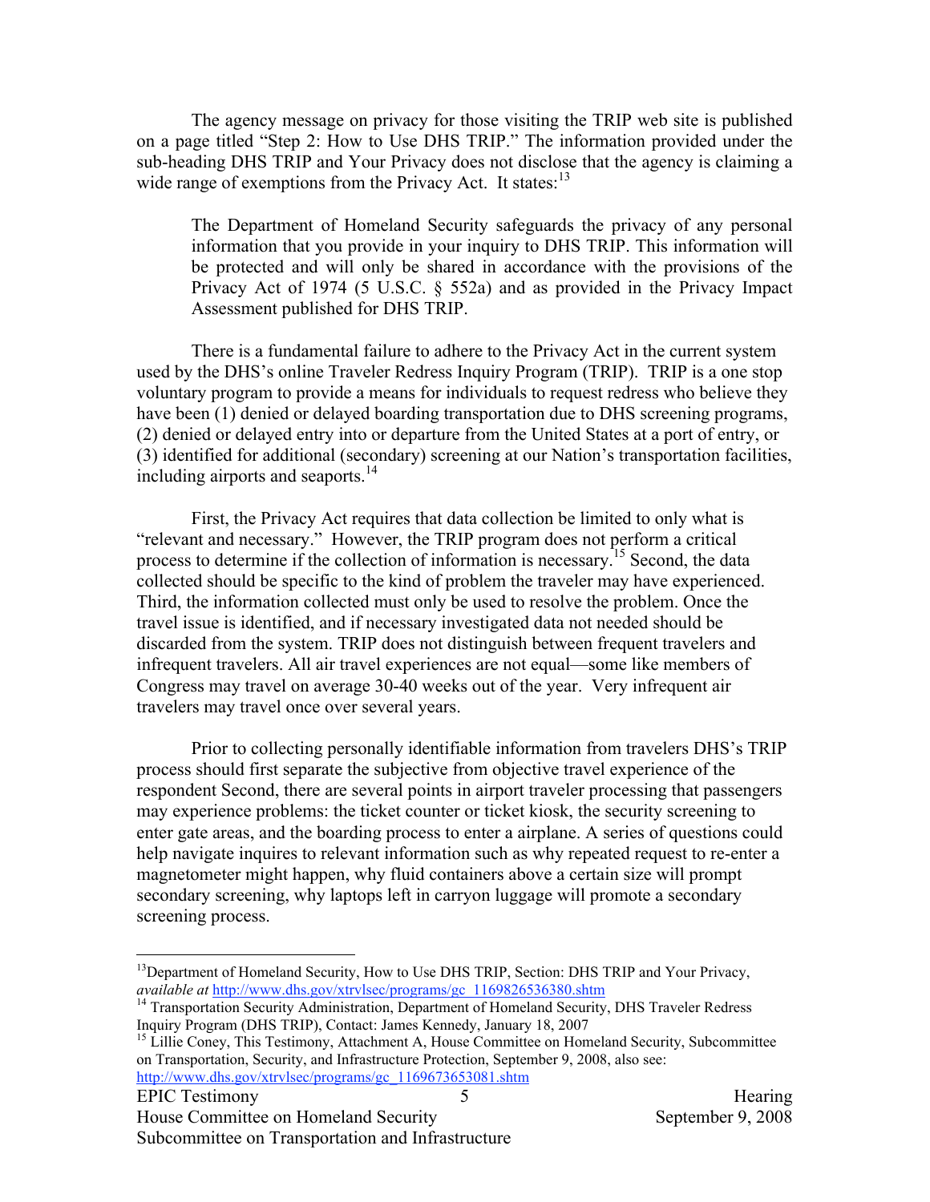The agency message on privacy for those visiting the TRIP web site is published on a page titled "Step 2: How to Use DHS TRIP." The information provided under the sub-heading DHS TRIP and Your Privacy does not disclose that the agency is claiming a wide range of exemptions from the Privacy Act. It states:[13]

> The Department of Homeland Security safeguards the privacy of any personal information that you provide in your inquiry to DHS TRIP. This information will be protected and will only be shared in accordance with the provisions of the Privacy Act of 1974 (5 U.S.C. § 552a) and as provided in the Privacy Impact Assessment published for DHS TRIP.

There is a fundamental failure to adhere to the Privacy Act in the current system used by the DHS's online Traveler Redress Inquiry Program (TRIP). TRIP is a one stop voluntary program to provide a means for individuals to request redress who believe they have been (1) denied or delayed boarding transportation due to DHS screening programs, (2) denied or delayed entry into or departure from the United States at a port of entry, or (3) identified for additional (secondary) screening at our Nation's transportation facilities, including airports and seaports.[14]

First, the Privacy Act requires that data collection be limited to only what is "relevant and necessary." However, the TRIP program does not perform a critical process to determine if the collection of information is necessary.[15] Second, the data collected should be specific to the kind of problem the traveler may have experienced. Third, the information collected must only be used to resolve the problem. Once the travel issue is identified, and if necessary investigated data not needed should be discarded from the system. TRIP does not distinguish between frequent travelers and infrequent travelers. All air travel experiences are not equal—some like members of Congress may travel on average 30-40 weeks out of the year. Very infrequent air travelers may travel once over several years.

Prior to collecting personally identifiable information from travelers DHS's TRIP process should first separate the subjective from objective travel experience of the respondent Second, there are several points in airport traveler processing that passengers may experience problems: the ticket counter or ticket kiosk, the security screening to enter gate areas, and the boarding process to enter a airplane. A series of questions could help navigate inquires to relevant information such as why repeated request to re-enter a magnetometer might happen, why fluid containers above a certain size will prompt secondary screening, why laptops left in carryon luggage will promote a secondary screening process.

---

[13] Department of Homeland Security, How to Use DHS TRIP, Section: DHS TRIP and Your Privacy, *available at* http://www.dhs.gov/xtrvlsec/programs/gc_1169826536380.shtm

[14] Transportation Security Administration, Department of Homeland Security, DHS Traveler Redress Inquiry Program (DHS TRIP), Contact: James Kennedy, January 18, 2007

[15] Lillie Coney, This Testimony, Attachment A, House Committee on Homeland Security, Subcommittee on Transportation, Security, and Infrastructure Protection, September 9, 2008, also see: http://www.dhs.gov/xtrvlsec/programs/gc_1169673653081.shtm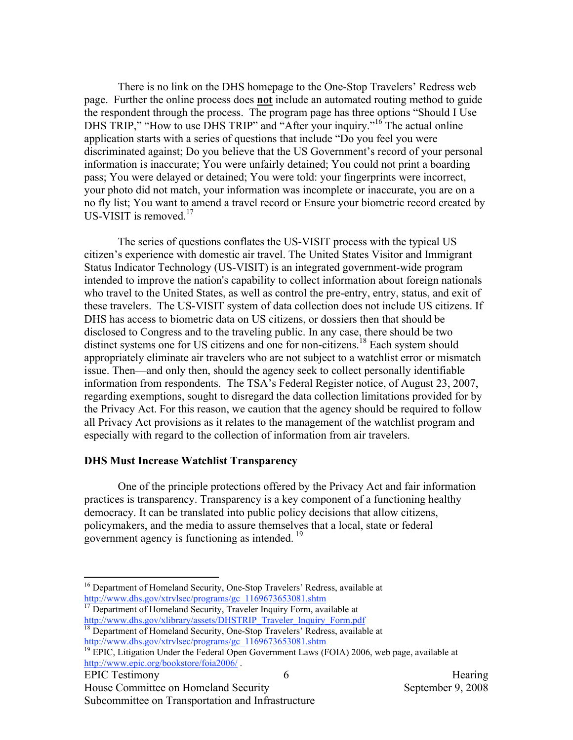There is no link on the DHS homepage to the One-Stop Travelers' Redress web page. Further the online process does **not** include an automated routing method to guide the respondent through the process. The program page has three options "Should I Use DHS TRIP," "How to use DHS TRIP" and "After your inquiry."[16] The actual online application starts with a series of questions that include "Do you feel you were discriminated against; Do you believe that the US Government's record of your personal information is inaccurate; You were unfairly detained; You could not print a boarding pass; You were delayed or detained; You were told: your fingerprints were incorrect, your photo did not match, your information was incomplete or inaccurate, you are on a no fly list; You want to amend a travel record or Ensure your biometric record created by US-VISIT is removed.[17]

The series of questions conflates the US-VISIT process with the typical US citizen's experience with domestic air travel. The United States Visitor and Immigrant Status Indicator Technology (US-VISIT) is an integrated government-wide program intended to improve the nation's capability to collect information about foreign nationals who travel to the United States, as well as control the pre-entry, entry, status, and exit of these travelers. The US-VISIT system of data collection does not include US citizens. If DHS has access to biometric data on US citizens, or dossiers then that should be disclosed to Congress and to the traveling public. In any case, there should be two distinct systems one for US citizens and one for non-citizens.[18] Each system should appropriately eliminate air travelers who are not subject to a watchlist error or mismatch issue. Then—and only then, should the agency seek to collect personally identifiable information from respondents. The TSA's Federal Register notice, of August 23, 2007, regarding exemptions, sought to disregard the data collection limitations provided for by the Privacy Act. For this reason, we caution that the agency should be required to follow all Privacy Act provisions as it relates to the management of the watchlist program and especially with regard to the collection of information from air travelers.

**DHS Must Increase Watchlist Transparency**

One of the principle protections offered by the Privacy Act and fair information practices is transparency. Transparency is a key component of a functioning healthy democracy. It can be translated into public policy decisions that allow citizens, policymakers, and the media to assure themselves that a local, state or federal government agency is functioning as intended.[19]

---

[16] Department of Homeland Security, One-Stop Travelers' Redress, available at http://www.dhs.gov/xtrvlsec/programs/gc_1169673653081.shtm

[17] Department of Homeland Security, Traveler Inquiry Form, available at http://www.dhs.gov/xlibrary/assets/DHSTRIP_Traveler_Inquiry_Form.pdf

[18] Department of Homeland Security, One-Stop Travelers' Redress, available at http://www.dhs.gov/xtrvlsec/programs/gc_1169673653081.shtm

[19] EPIC, Litigation Under the Federal Open Government Laws (FOIA) 2006, web page, available at http://www.epic.org/bookstore/foia2006/ .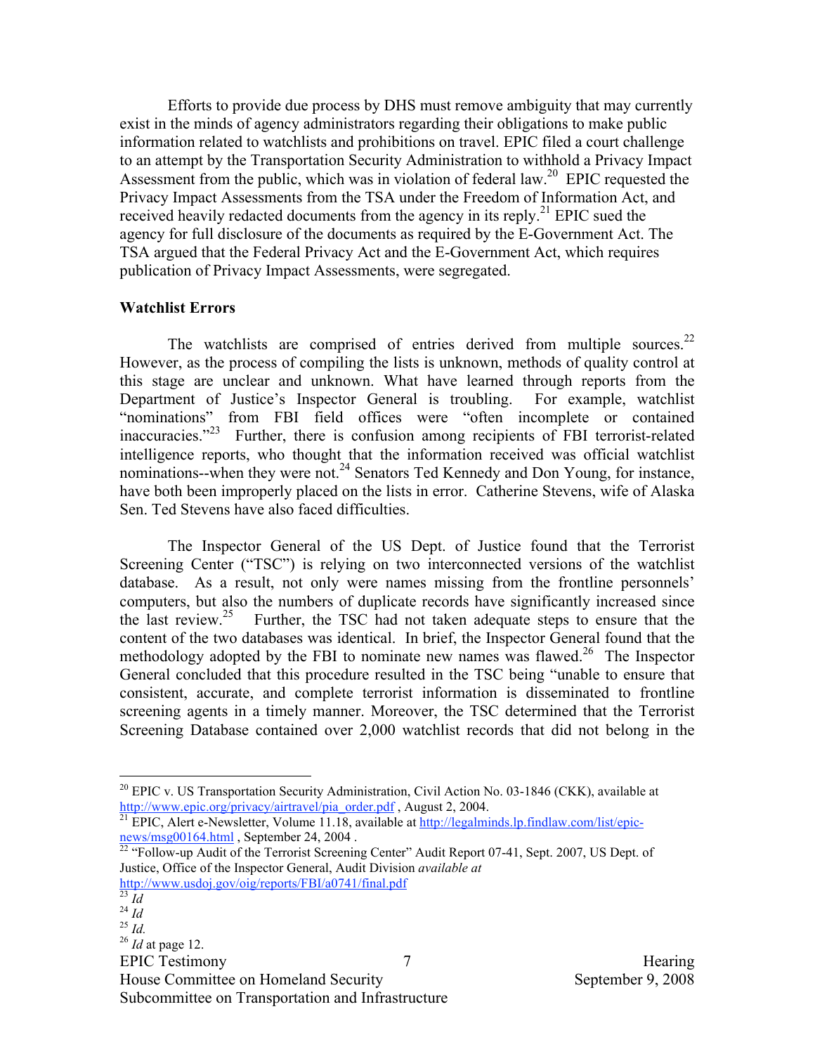Efforts to provide due process by DHS must remove ambiguity that may currently exist in the minds of agency administrators regarding their obligations to make public information related to watchlists and prohibitions on travel. EPIC filed a court challenge to an attempt by the Transportation Security Administration to withhold a Privacy Impact Assessment from the public, which was in violation of federal law.[20] EPIC requested the Privacy Impact Assessments from the TSA under the Freedom of Information Act, and received heavily redacted documents from the agency in its reply.[21] EPIC sued the agency for full disclosure of the documents as required by the E-Government Act. The TSA argued that the Federal Privacy Act and the E-Government Act, which requires publication of Privacy Impact Assessments, were segregated.

**Watchlist Errors**

The watchlists are comprised of entries derived from multiple sources.[22] However, as the process of compiling the lists is unknown, methods of quality control at this stage are unclear and unknown. What have learned through reports from the Department of Justice's Inspector General is troubling. For example, watchlist "nominations" from FBI field offices were "often incomplete or contained inaccuracies."[23] Further, there is confusion among recipients of FBI terrorist-related intelligence reports, who thought that the information received was official watchlist nominations--when they were not.[24] Senators Ted Kennedy and Don Young, for instance, have both been improperly placed on the lists in error. Catherine Stevens, wife of Alaska Sen. Ted Stevens have also faced difficulties.

The Inspector General of the US Dept. of Justice found that the Terrorist Screening Center ("TSC") is relying on two interconnected versions of the watchlist database. As a result, not only were names missing from the frontline personnels' computers, but also the numbers of duplicate records have significantly increased since the last review.[25] Further, the TSC had not taken adequate steps to ensure that the content of the two databases was identical. In brief, the Inspector General found that the methodology adopted by the FBI to nominate new names was flawed.[26] The Inspector General concluded that this procedure resulted in the TSC being "unable to ensure that consistent, accurate, and complete terrorist information is disseminated to frontline screening agents in a timely manner. Moreover, the TSC determined that the Terrorist Screening Database contained over 2,000 watchlist records that did not belong in the

---

[20] EPIC v. US Transportation Security Administration, Civil Action No. 03-1846 (CKK), available at http://www.epic.org/privacy/airtravel/pia_order.pdf , August 2, 2004.

[21] EPIC, Alert e-Newsletter, Volume 11.18, available at http://legalminds.lp.findlaw.com/list/epic-news/msg00164.html , September 24, 2004 .

[22] "Follow-up Audit of the Terrorist Screening Center" Audit Report 07-41, Sept. 2007, US Dept. of Justice, Office of the Inspector General, Audit Division *available at* http://www.usdoj.gov/oig/reports/FBI/a0741/final.pdf

[23] *Id*

[24] *Id*

[25] *Id.*

[26] *Id* at page 12.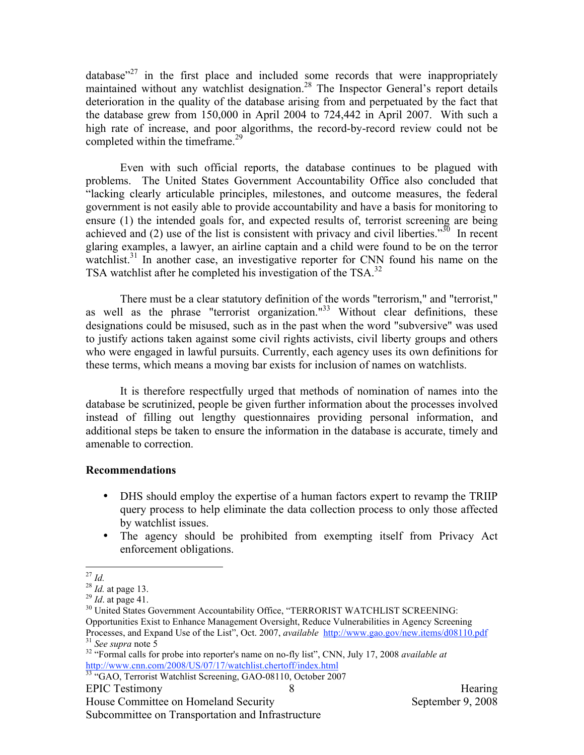database"[27] in the first place and included some records that were inappropriately maintained without any watchlist designation.[28] The Inspector General's report details deterioration in the quality of the database arising from and perpetuated by the fact that the database grew from 150,000 in April 2004 to 724,442 in April 2007. With such a high rate of increase, and poor algorithms, the record-by-record review could not be completed within the timeframe.[29]

Even with such official reports, the database continues to be plagued with problems. The United States Government Accountability Office also concluded that "lacking clearly articulable principles, milestones, and outcome measures, the federal government is not easily able to provide accountability and have a basis for monitoring to ensure (1) the intended goals for, and expected results of, terrorist screening are being achieved and (2) use of the list is consistent with privacy and civil liberties."[30] In recent glaring examples, a lawyer, an airline captain and a child were found to be on the terror watchlist.[31] In another case, an investigative reporter for CNN found his name on the TSA watchlist after he completed his investigation of the TSA.[32]

There must be a clear statutory definition of the words "terrorism," and "terrorist," as well as the phrase "terrorist organization."[33] Without clear definitions, these designations could be misused, such as in the past when the word "subversive" was used to justify actions taken against some civil rights activists, civil liberty groups and others who were engaged in lawful pursuits. Currently, each agency uses its own definitions for these terms, which means a moving bar exists for inclusion of names on watchlists.

It is therefore respectfully urged that methods of nomination of names into the database be scrutinized, people be given further information about the processes involved instead of filling out lengthy questionnaires providing personal information, and additional steps be taken to ensure the information in the database is accurate, timely and amenable to correction.

**Recommendations**

- DHS should employ the expertise of a human factors expert to revamp the TRIIP query process to help eliminate the data collection process to only those affected by watchlist issues.
- The agency should be prohibited from exempting itself from Privacy Act enforcement obligations.

---

[27] *Id.*

[28] *Id.* at page 13.

[29] *Id*. at page 41.

[30] United States Government Accountability Office, "TERRORIST WATCHLIST SCREENING: Opportunities Exist to Enhance Management Oversight, Reduce Vulnerabilities in Agency Screening Processes, and Expand Use of the List", Oct. 2007, *available* http://www.gao.gov/new.items/d08110.pdf

[31] *See supra* note 5

[32] "Formal calls for probe into reporter's name on no-fly list", CNN, July 17, 2008 *available at* http://www.cnn.com/2008/US/07/17/watchlist.chertoff/index.html

[33] "GAO, Terrorist Watchlist Screening, GAO-08110, October 2007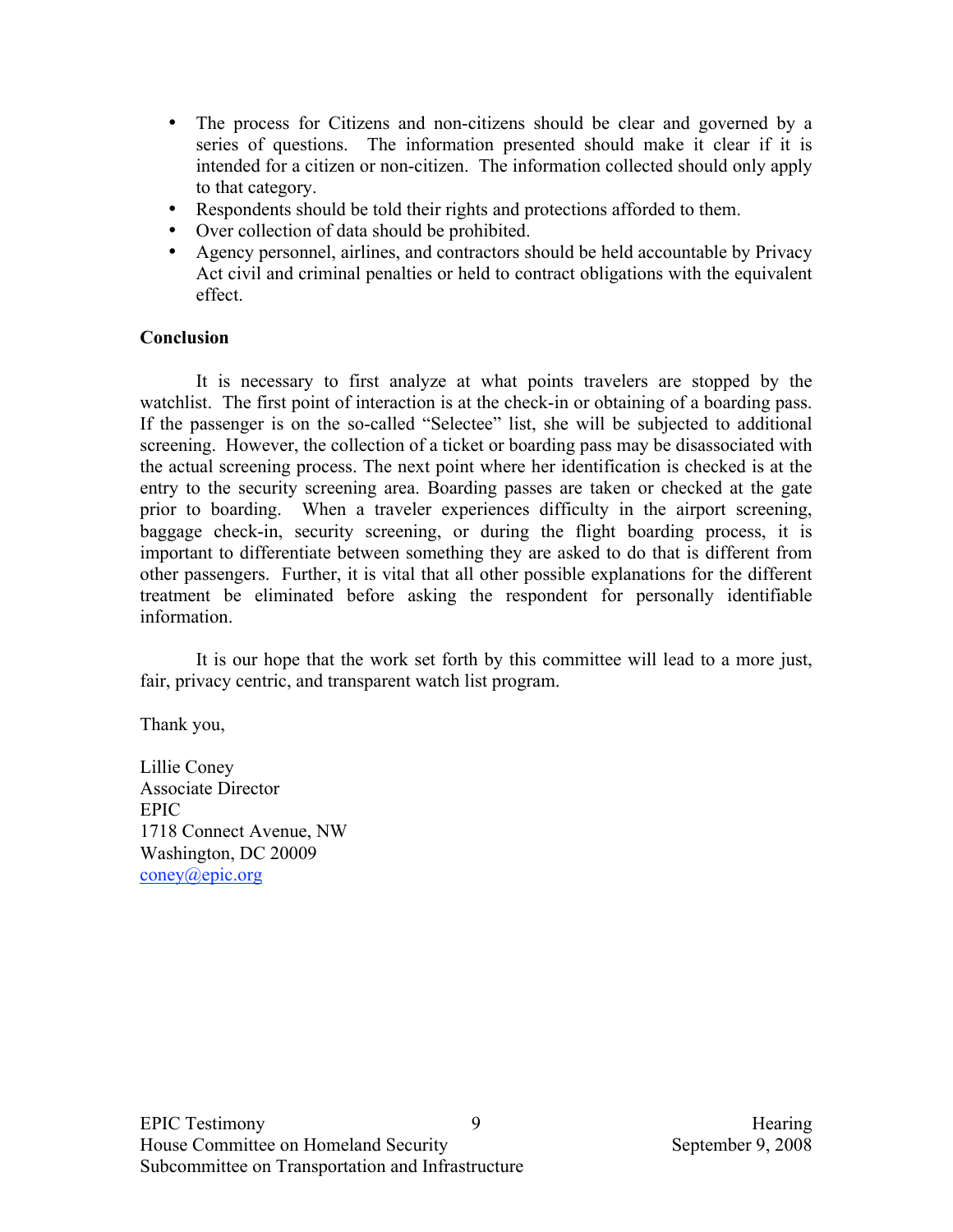- The process for Citizens and non-citizens should be clear and governed by a series of questions. The information presented should make it clear if it is intended for a citizen or non-citizen. The information collected should only apply to that category.
- Respondents should be told their rights and protections afforded to them.
- Over collection of data should be prohibited.
- Agency personnel, airlines, and contractors should be held accountable by Privacy Act civil and criminal penalties or held to contract obligations with the equivalent effect.

**Conclusion**

It is necessary to first analyze at what points travelers are stopped by the watchlist. The first point of interaction is at the check-in or obtaining of a boarding pass. If the passenger is on the so-called "Selectee" list, she will be subjected to additional screening. However, the collection of a ticket or boarding pass may be disassociated with the actual screening process. The next point where her identification is checked is at the entry to the security screening area. Boarding passes are taken or checked at the gate prior to boarding. When a traveler experiences difficulty in the airport screening, baggage check-in, security screening, or during the flight boarding process, it is important to differentiate between something they are asked to do that is different from other passengers. Further, it is vital that all other possible explanations for the different treatment be eliminated before asking the respondent for personally identifiable information.

It is our hope that the work set forth by this committee will lead to a more just, fair, privacy centric, and transparent watch list program.

Thank you,

Lillie Coney
Associate Director
EPIC
1718 Connect Avenue, NW
Washington, DC 20009
coney@epic.org